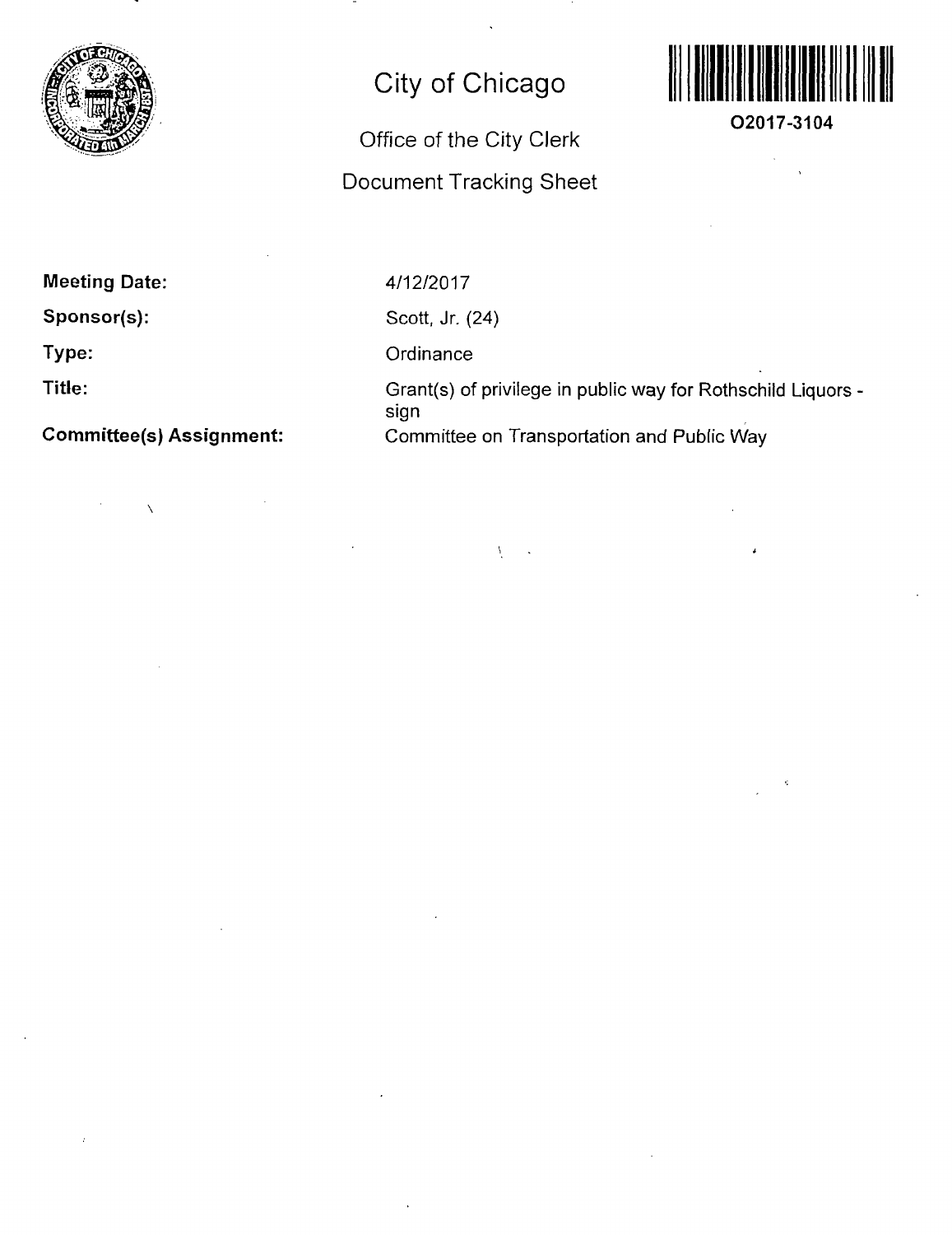# City of Chicago

## Office of the City Clerk

## Document Tracking Sheet

O2017-3104

**Meeting Date:** 4/12/2017

**Sponsor(s):** Scott, Jr. (24)

**Type:** Ordinance

**Title:** Grant(s) of privilege in public way for Rothschild Liquors - sign

**Committee(s) Assignment:** Committee on Transportation and Public Way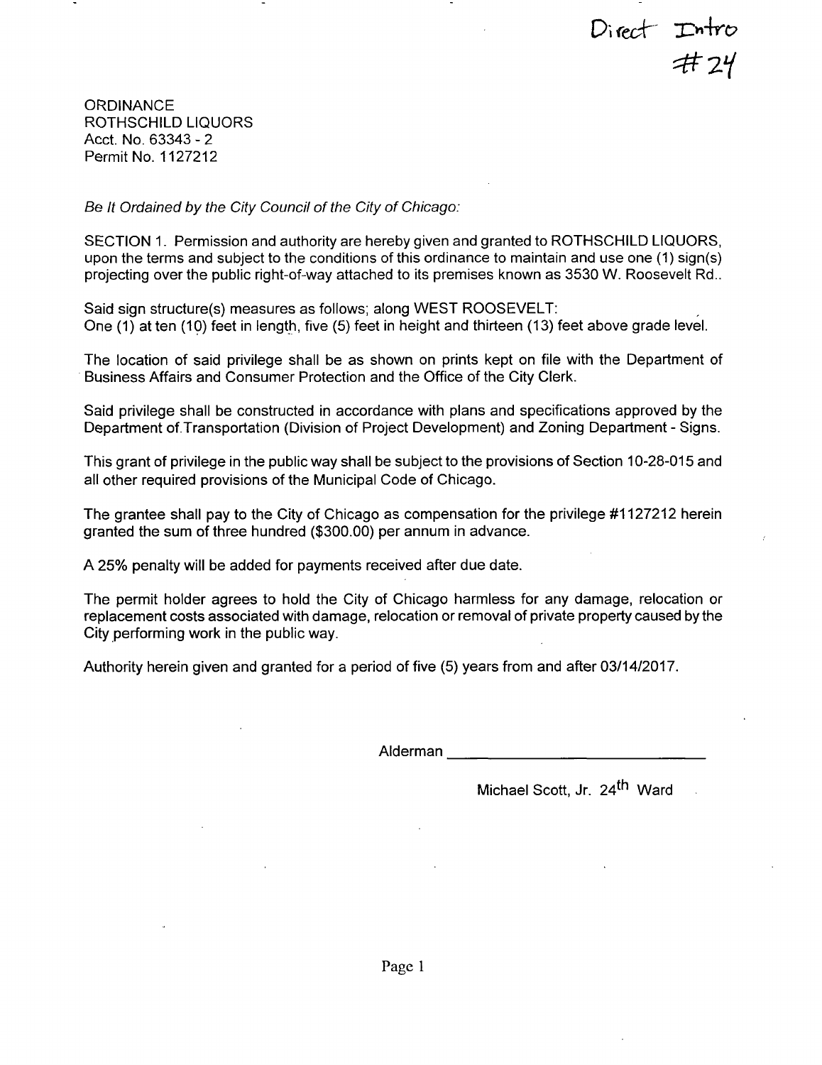Direct Intro #24

ORDINANCE
ROTHSCHILD LIQUORS
Acct. No. 63343 - 2
Permit No. 1127212

*Be It Ordained by the City Council of the City of Chicago:*

SECTION 1. Permission and authority are hereby given and granted to ROTHSCHILD LIQUORS, upon the terms and subject to the conditions of this ordinance to maintain and use one (1) sign(s) projecting over the public right-of-way attached to its premises known as 3530 W. Roosevelt Rd..

Said sign structure(s) measures as follows; along WEST ROOSEVELT:
One (1) at ten (10) feet in length, five (5) feet in height and thirteen (13) feet above grade level.

The location of said privilege shall be as shown on prints kept on file with the Department of Business Affairs and Consumer Protection and the Office of the City Clerk.

Said privilege shall be constructed in accordance with plans and specifications approved by the Department of Transportation (Division of Project Development) and Zoning Department - Signs.

This grant of privilege in the public way shall be subject to the provisions of Section 10-28-015 and all other required provisions of the Municipal Code of Chicago.

The grantee shall pay to the City of Chicago as compensation for the privilege #1127212 herein granted the sum of three hundred ($300.00) per annum in advance.

A 25% penalty will be added for payments received after due date.

The permit holder agrees to hold the City of Chicago harmless for any damage, relocation or replacement costs associated with damage, relocation or removal of private property caused by the City performing work in the public way.

Authority herein given and granted for a period of five (5) years from and after 03/14/2017.

Alderman ______________________________

Michael Scott, Jr. 24th Ward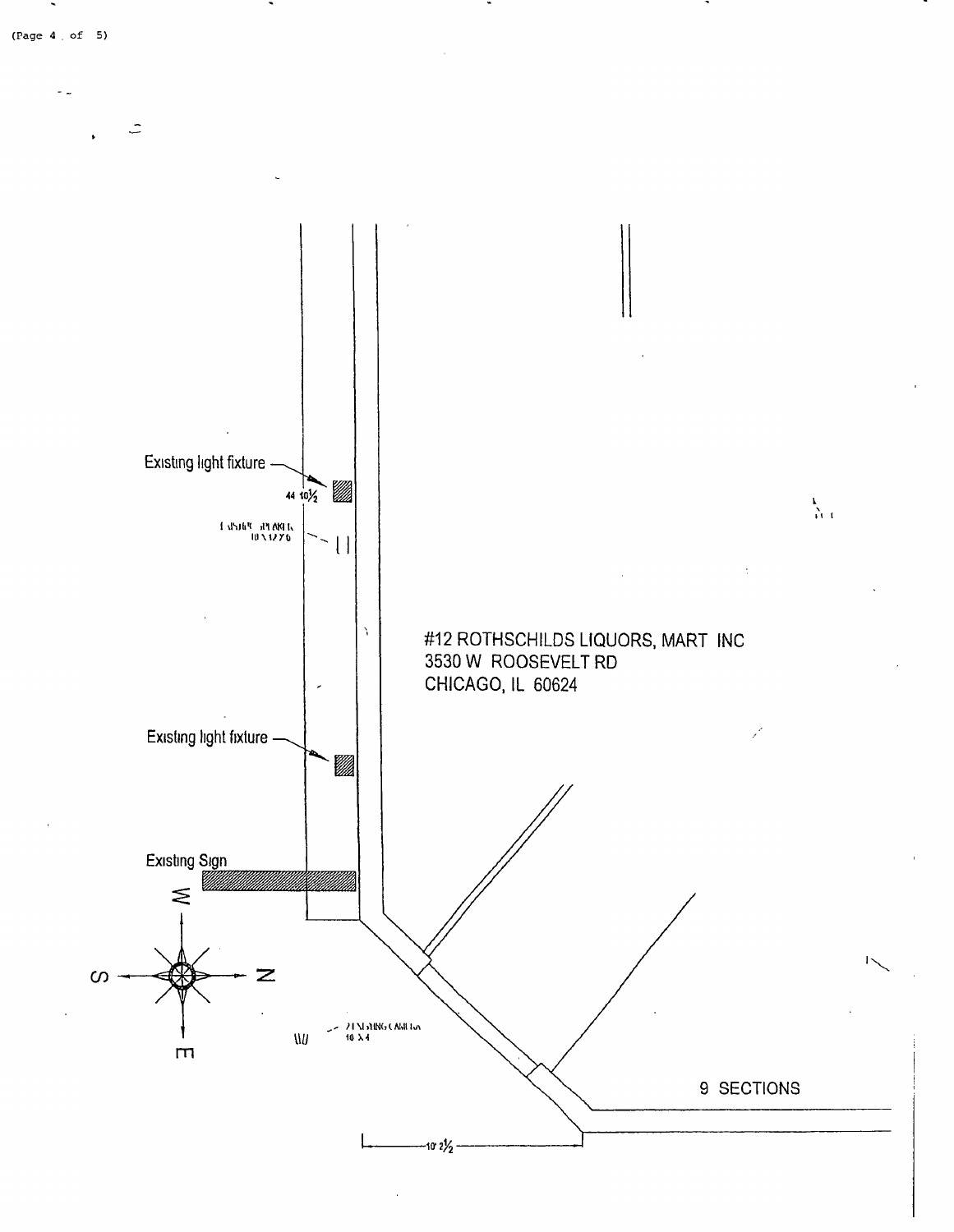Existing light fixture

44 10½

Existing light fixture

Existing Sign

#12 ROTHSCHILDS LIQUORS, MART INC
3530 W ROOSEVELT RD
CHICAGO, IL 60624

W

S N

E

9 SECTIONS

10' 2½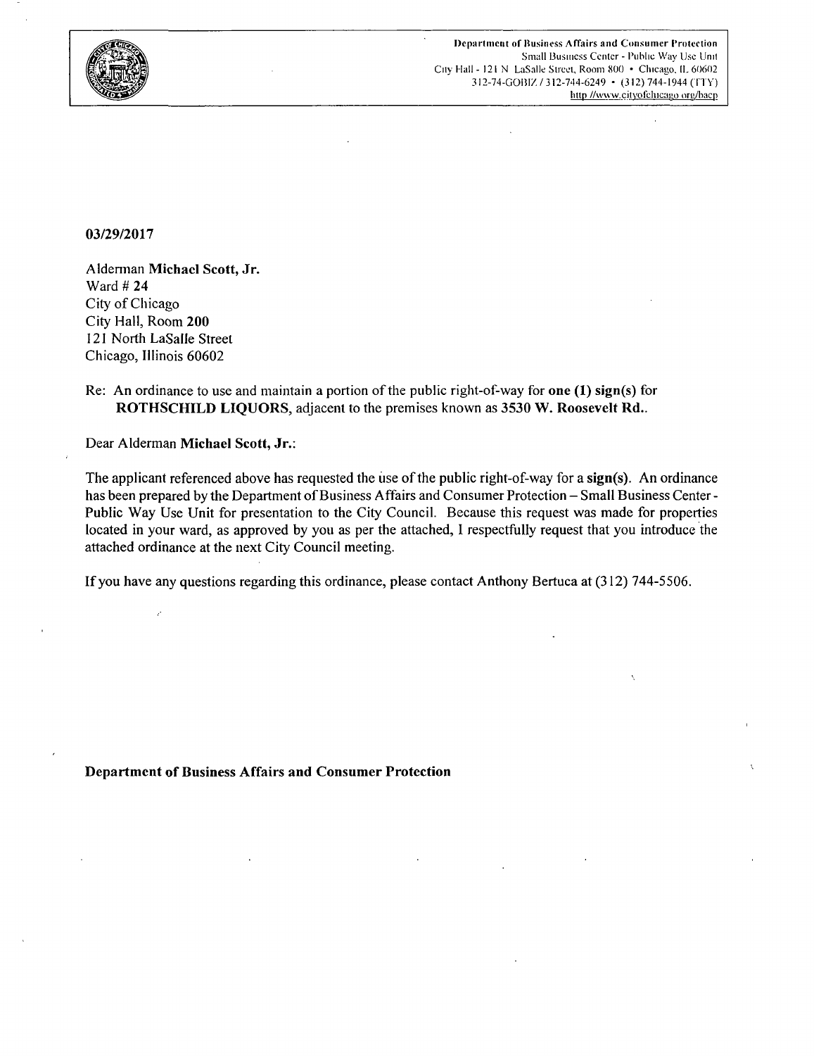**Department of Business Affairs and Consumer Protection**
Small Business Center - Public Way Use Unit
City Hall - 121 N LaSalle Street, Room 800 • Chicago, IL 60602
312-74-GOBIZ / 312-744-6249 • (312) 744-1944 (TTY)
http //www.cityofchicago org/bacp

**03/29/2017**

Alderman **Michael Scott, Jr.**
Ward # **24**
City of Chicago
City Hall, Room **200**
121 North LaSalle Street
Chicago, Illinois 60602

Re: An ordinance to use and maintain a portion of the public right-of-way for **one (1) sign(s)** for **ROTHSCHILD LIQUORS**, adjacent to the premises known as **3530 W. Roosevelt Rd.**.

Dear Alderman **Michael Scott, Jr.**:

The applicant referenced above has requested the use of the public right-of-way for a **sign(s)**. An ordinance has been prepared by the Department of Business Affairs and Consumer Protection – Small Business Center - Public Way Use Unit for presentation to the City Council. Because this request was made for properties located in your ward, as approved by you as per the attached, I respectfully request that you introduce the attached ordinance at the next City Council meeting.

If you have any questions regarding this ordinance, please contact Anthony Bertuca at (312) 744-5506.

**Department of Business Affairs and Consumer Protection**